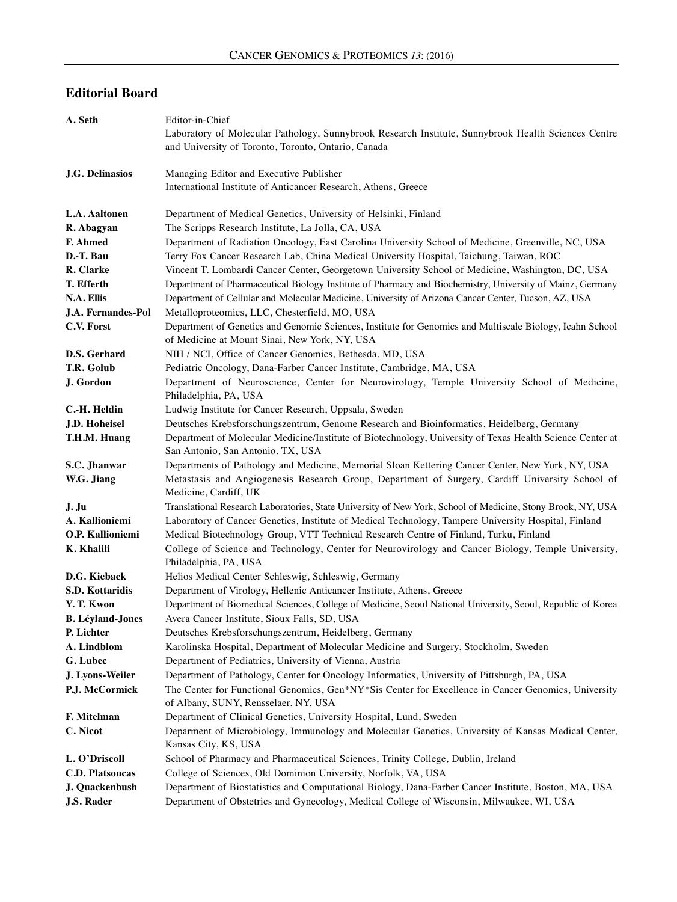## Editorial Board

| | |
|---|---|
| **A. Seth** | Editor-in-Chief<br>Laboratory of Molecular Pathology, Sunnybrook Research Institute, Sunnybrook Health Sciences Centre and University of Toronto, Toronto, Ontario, Canada |
| **J.G. Delinasios** | Managing Editor and Executive Publisher<br>International Institute of Anticancer Research, Athens, Greece |
| **L.A. Aaltonen** | Department of Medical Genetics, University of Helsinki, Finland |
| **R. Abagyan** | The Scripps Research Institute, La Jolla, CA, USA |
| **F. Ahmed** | Department of Radiation Oncology, East Carolina University School of Medicine, Greenville, NC, USA |
| **D.-T. Bau** | Terry Fox Cancer Research Lab, China Medical University Hospital, Taichung, Taiwan, ROC |
| **R. Clarke** | Vincent T. Lombardi Cancer Center, Georgetown University School of Medicine, Washington, DC, USA |
| **T. Efferth** | Department of Pharmaceutical Biology Institute of Pharmacy and Biochemistry, University of Mainz, Germany |
| **N.A. Ellis** | Department of Cellular and Molecular Medicine, University of Arizona Cancer Center, Tucson, AZ, USA |
| **J.A. Fernandes-Pol** | Metalloproteomics, LLC, Chesterfield, MO, USA |
| **C.V. Forst** | Department of Genetics and Genomic Sciences, Institute for Genomics and Multiscale Biology, Icahn School of Medicine at Mount Sinai, New York, NY, USA |
| **D.S. Gerhard** | NIH / NCI, Office of Cancer Genomics, Bethesda, MD, USA |
| **T.R. Golub** | Pediatric Oncology, Dana-Farber Cancer Institute, Cambridge, MA, USA |
| **J. Gordon** | Department of Neuroscience, Center for Neurovirology, Temple University School of Medicine, Philadelphia, PA, USA |
| **C.-H. Heldin** | Ludwig Institute for Cancer Research, Uppsala, Sweden |
| **J.D. Hoheisel** | Deutsches Krebsforschungszentrum, Genome Research and Bioinformatics, Heidelberg, Germany |
| **T.H.M. Huang** | Department of Molecular Medicine/Institute of Biotechnology, University of Texas Health Science Center at San Antonio, San Antonio, TX, USA |
| **S.C. Jhanwar** | Departments of Pathology and Medicine, Memorial Sloan Kettering Cancer Center, New York, NY, USA |
| **W.G. Jiang** | Metastasis and Angiogenesis Research Group, Department of Surgery, Cardiff University School of Medicine, Cardiff, UK |
| **J. Ju** | Translational Research Laboratories, State University of New York, School of Medicine, Stony Brook, NY, USA |
| **A. Kallioniemi** | Laboratory of Cancer Genetics, Institute of Medical Technology, Tampere University Hospital, Finland |
| **O.P. Kallioniemi** | Medical Biotechnology Group, VTT Technical Research Centre of Finland, Turku, Finland |
| **K. Khalili** | College of Science and Technology, Center for Neurovirology and Cancer Biology, Temple University, Philadelphia, PA, USA |
| **D.G. Kieback** | Helios Medical Center Schleswig, Schleswig, Germany |
| **S.D. Kottaridis** | Department of Virology, Hellenic Anticancer Institute, Athens, Greece |
| **Y. T. Kwon** | Department of Biomedical Sciences, College of Medicine, Seoul National University, Seoul, Republic of Korea |
| **B. Léyland-Jones** | Avera Cancer Institute, Sioux Falls, SD, USA |
| **P. Lichter** | Deutsches Krebsforschungszentrum, Heidelberg, Germany |
| **A. Lindblom** | Karolinska Hospital, Department of Molecular Medicine and Surgery, Stockholm, Sweden |
| **G. Lubec** | Department of Pediatrics, University of Vienna, Austria |
| **J. Lyons-Weiler** | Department of Pathology, Center for Oncology Informatics, University of Pittsburgh, PA, USA |
| **P.J. McCormick** | The Center for Functional Genomics, Gen*NY*Sis Center for Excellence in Cancer Genomics, University of Albany, SUNY, Rensselaer, NY, USA |
| **F. Mitelman** | Department of Clinical Genetics, University Hospital, Lund, Sweden |
| **C. Nicot** | Deparment of Microbiology, Immunology and Molecular Genetics, University of Kansas Medical Center, Kansas City, KS, USA |
| **L. O'Driscoll** | School of Pharmacy and Pharmaceutical Sciences, Trinity College, Dublin, Ireland |
| **C.D. Platsoucas** | College of Sciences, Old Dominion University, Norfolk, VA, USA |
| **J. Quackenbush** | Department of Biostatistics and Computational Biology, Dana-Farber Cancer Institute, Boston, MA, USA |
| **J.S. Rader** | Department of Obstetrics and Gynecology, Medical College of Wisconsin, Milwaukee, WI, USA |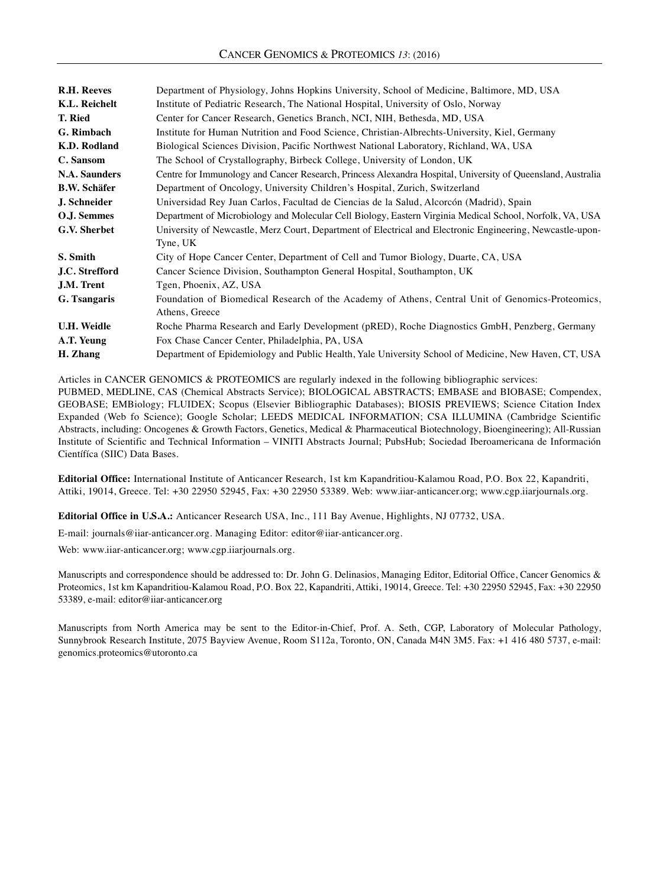| | |
|---|---|
| **R.H. Reeves** | Department of Physiology, Johns Hopkins University, School of Medicine, Baltimore, MD, USA |
| **K.L. Reichelt** | Institute of Pediatric Research, The National Hospital, University of Oslo, Norway |
| **T. Ried** | Center for Cancer Research, Genetics Branch, NCI, NIH, Bethesda, MD, USA |
| **G. Rimbach** | Institute for Human Nutrition and Food Science, Christian-Albrechts-University, Kiel, Germany |
| **K.D. Rodland** | Biological Sciences Division, Pacific Northwest National Laboratory, Richland, WA, USA |
| **C. Sansom** | The School of Crystallography, Birbeck College, University of London, UK |
| **N.A. Saunders** | Centre for Immunology and Cancer Research, Princess Alexandra Hospital, University of Queensland, Australia |
| **B.W. Schäfer** | Department of Oncology, University Children's Hospital, Zurich, Switzerland |
| **J. Schneider** | Universidad Rey Juan Carlos, Facultad de Ciencias de la Salud, Alcorcón (Madrid), Spain |
| **O.J. Semmes** | Department of Microbiology and Molecular Cell Biology, Eastern Virginia Medical School, Norfolk, VA, USA |
| **G.V. Sherbet** | University of Newcastle, Merz Court, Department of Electrical and Electronic Engineering, Newcastle-upon-Tyne, UK |
| **S. Smith** | City of Hope Cancer Center, Department of Cell and Tumor Biology, Duarte, CA, USA |
| **J.C. Strefford** | Cancer Science Division, Southampton General Hospital, Southampton, UK |
| **J.M. Trent** | Tgen, Phoenix, AZ, USA |
| **G. Tsangaris** | Foundation of Biomedical Research of the Academy of Athens, Central Unit of Genomics-Proteomics, Athens, Greece |
| **U.H. Weidle** | Roche Pharma Research and Early Development (pRED), Roche Diagnostics GmbH, Penzberg, Germany |
| **A.T. Yeung** | Fox Chase Cancer Center, Philadelphia, PA, USA |
| **H. Zhang** | Department of Epidemiology and Public Health, Yale University School of Medicine, New Haven, CT, USA |

Articles in CANCER GENOMICS & PROTEOMICS are regularly indexed in the following bibliographic services: PUBMED, MEDLINE, CAS (Chemical Abstracts Service); BIOLOGICAL ABSTRACTS; EMBASE and BIOBASE; Compendex, GEOBASE; EMBiology; FLUIDEX; Scopus (Elsevier Bibliographic Databases); BIOSIS PREVIEWS; Science Citation Index Expanded (Web fo Science); Google Scholar; LEEDS MEDICAL INFORMATION; CSA ILLUMINA (Cambridge Scientific Abstracts, including: Oncogenes & Growth Factors, Genetics, Medical & Pharmaceutical Biotechnology, Bioengineering); All-Russian Institute of Scientific and Technical Information – VINITI Abstracts Journal; PubsHub; Sociedad Iberoamericana de Información Científíca (SIIC) Data Bases.

**Editorial Office:** International Institute of Anticancer Research, 1st km Kapandritiou-Kalamou Road, P.O. Box 22, Kapandriti, Attiki, 19014, Greece. Tel: +30 22950 52945, Fax: +30 22950 53389. Web: www.iiar-anticancer.org; www.cgp.iiarjournals.org.

**Editorial Office in U.S.A.:** Anticancer Research USA, Inc., 111 Bay Avenue, Highlights, NJ 07732, USA.

E-mail: journals@iiar-anticancer.org. Managing Editor: editor@iiar-anticancer.org.

Web: www.iiar-anticancer.org; www.cgp.iiarjournals.org.

Manuscripts and correspondence should be addressed to: Dr. John G. Delinasios, Managing Editor, Editorial Office, Cancer Genomics & Proteomics, 1st km Kapandritiou-Kalamou Road, P.O. Box 22, Kapandriti, Attiki, 19014, Greece. Tel: +30 22950 52945, Fax: +30 22950 53389, e-mail: editor@iiar-anticancer.org

Manuscripts from North America may be sent to the Editor-in-Chief, Prof. A. Seth, CGP, Laboratory of Molecular Pathology, Sunnybrook Research Institute, 2075 Bayview Avenue, Room S112a, Toronto, ON, Canada M4N 3M5. Fax: +1 416 480 5737, e-mail: genomics.proteomics@utoronto.ca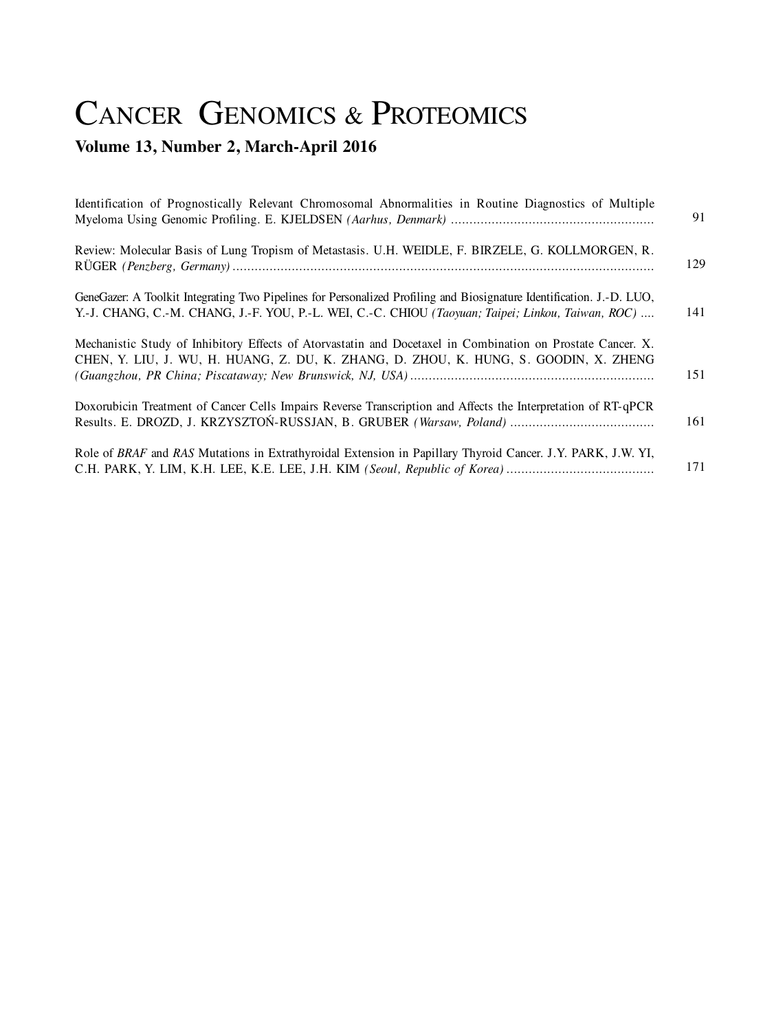# Cancer Genomics & Proteomics

## Volume 13, Number 2, March-April 2016

Identification of Prognostically Relevant Chromosomal Abnormalities in Routine Diagnostics of Multiple Myeloma Using Genomic Profiling. E. KJELDSEN *(Aarhus, Denmark)* ...................................................... 91

Review: Molecular Basis of Lung Tropism of Metastasis. U.H. WEIDLE, F. BIRZELE, G. KOLLMORGEN, R. RÜGER *(Penzberg, Germany)* .................................................................................................................. 129

GeneGazer: A Toolkit Integrating Two Pipelines for Personalized Profiling and Biosignature Identification. J.-D. LUO, Y.-J. CHANG, C.-M. CHANG, J.-F. YOU, P.-L. WEI, C.-C. CHIOU *(Taoyuan; Taipei; Linkou, Taiwan, ROC)* .... 141

Mechanistic Study of Inhibitory Effects of Atorvastatin and Docetaxel in Combination on Prostate Cancer. X. CHEN, Y. LIU, J. WU, H. HUANG, Z. DU, K. ZHANG, D. ZHOU, K. HUNG, S. GOODIN, X. ZHENG *(Guangzhou, PR China; Piscataway; New Brunswick, NJ, USA)* .................................................................. 151

Doxorubicin Treatment of Cancer Cells Impairs Reverse Transcription and Affects the Interpretation of RT-qPCR Results. E. DROZD, J. KRZYSZTOŃ-RUSSJAN, B. GRUBER *(Warsaw, Poland)* ....................................... 161

Role of *BRAF* and *RAS* Mutations in Extrathyroidal Extension in Papillary Thyroid Cancer. J.Y. PARK, J.W. YI, C.H. PARK, Y. LIM, K.H. LEE, K.E. LEE, J.H. KIM *(Seoul, Republic of Korea)* ........................................ 171